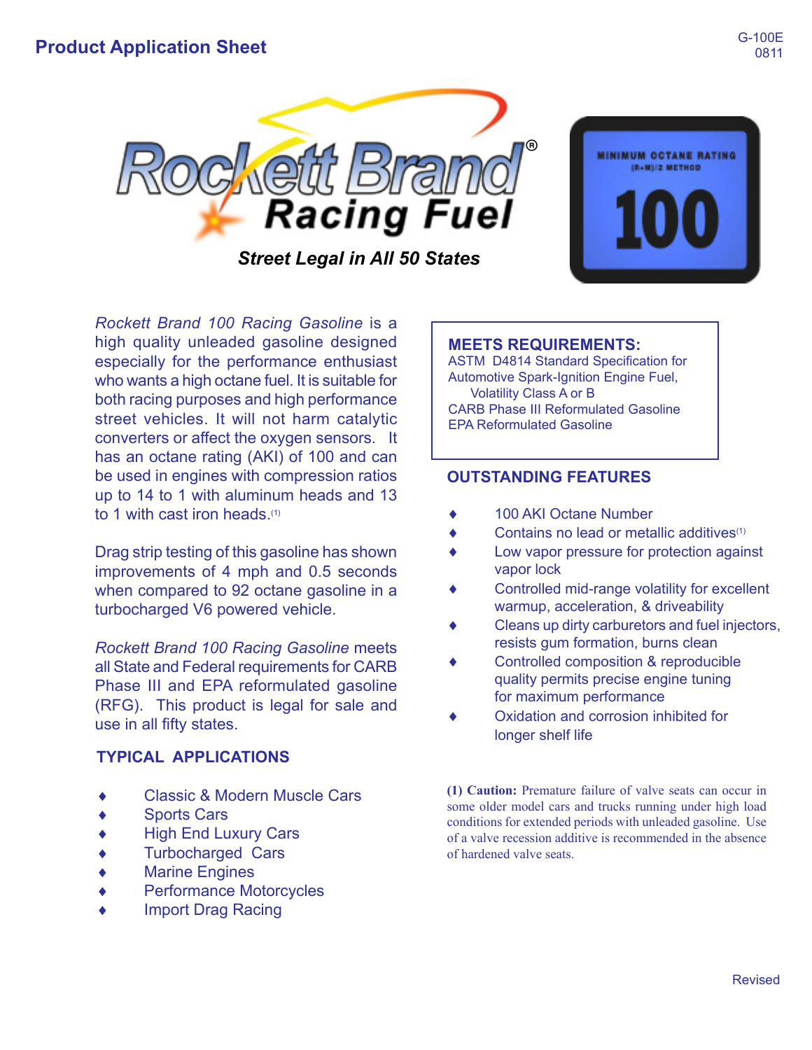# Product Application Sheet

G-100E
0811

Rockett Brand® Racing Fuel

*Street Legal in All 50 States*

MINIMUM OCTANE RATING
(R+M)/2 METHOD
100

*Rockett Brand 100 Racing Gasoline* is a high quality unleaded gasoline designed especially for the performance enthusiast who wants a high octane fuel. It is suitable for both racing purposes and high performance street vehicles. It will not harm catalytic converters or affect the oxygen sensors. It has an octane rating (AKI) of 100 and can be used in engines with compression ratios up to 14 to 1 with aluminum heads and 13 to 1 with cast iron heads.[1]

Drag strip testing of this gasoline has shown improvements of 4 mph and 0.5 seconds when compared to 92 octane gasoline in a turbocharged V6 powered vehicle.

*Rockett Brand 100 Racing Gasoline* meets all State and Federal requirements for CARB Phase III and EPA reformulated gasoline (RFG). This product is legal for sale and use in all fifty states.

## TYPICAL APPLICATIONS

- Classic & Modern Muscle Cars
- Sports Cars
- High End Luxury Cars
- Turbocharged Cars
- Marine Engines
- Performance Motorcycles
- Import Drag Racing

## MEETS REQUIREMENTS:

ASTM D4814 Standard Specification for Automotive Spark-Ignition Engine Fuel,
Volatility Class A or B
CARB Phase III Reformulated Gasoline
EPA Reformulated Gasoline

## OUTSTANDING FEATURES

- 100 AKI Octane Number
- Contains no lead or metallic additives[1]
- Low vapor pressure for protection against vapor lock
- Controlled mid-range volatility for excellent warmup, acceleration, & driveability
- Cleans up dirty carburetors and fuel injectors, resists gum formation, burns clean
- Controlled composition & reproducible quality permits precise engine tuning for maximum performance
- Oxidation and corrosion inhibited for longer shelf life

**(1) Caution:** Premature failure of valve seats can occur in some older model cars and trucks running under high load conditions for extended periods with unleaded gasoline. Use of a valve recession additive is recommended in the absence of hardened valve seats.

Revised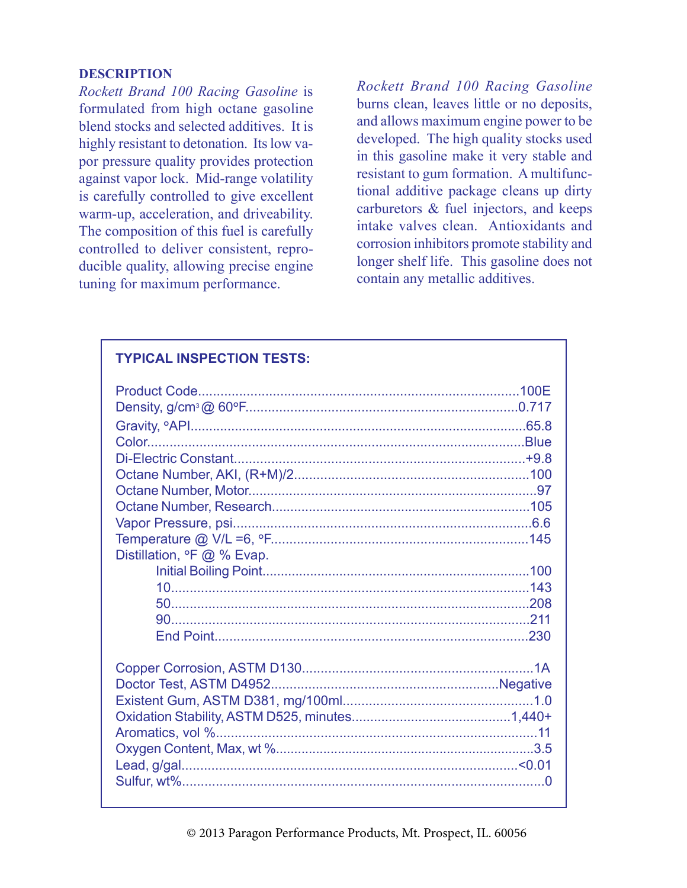## DESCRIPTION

*Rockett Brand 100 Racing Gasoline* is formulated from high octane gasoline blend stocks and selected additives. It is highly resistant to detonation. Its low vapor pressure quality provides protection against vapor lock. Mid-range volatility is carefully controlled to give excellent warm-up, acceleration, and driveability. The composition of this fuel is carefully controlled to deliver consistent, reproducible quality, allowing precise engine tuning for maximum performance.

*Rockett Brand 100 Racing Gasoline* burns clean, leaves little or no deposits, and allows maximum engine power to be developed. The high quality stocks used in this gasoline make it very stable and resistant to gum formation. A multifunctional additive package cleans up dirty carburetors & fuel injectors, and keeps intake valves clean. Antioxidants and corrosion inhibitors promote stability and longer shelf life. This gasoline does not contain any metallic additives.

### TYPICAL INSPECTION TESTS:

| | |
|---|---|
| Product Code | 100E |
| Density, g/cm$^3$ @ 60°F | 0.717 |
| Gravity, °API | 65.8 |
| Color | Blue |
| Di-Electric Constant | +9.8 |
| Octane Number, AKI, (R+M)/2 | 100 |
| Octane Number, Motor | 97 |
| Octane Number, Research | 105 |
| Vapor Pressure, psi | 6.6 |
| Temperature @ V/L =6, °F | 145 |
| Distillation, °F @ % Evap. | |
| Initial Boiling Point | 100 |
| 10 | 143 |
| 50 | 208 |
| 90 | 211 |
| End Point | 230 |
| Copper Corrosion, ASTM D130 | 1A |
| Doctor Test, ASTM D4952 | Negative |
| Existent Gum, ASTM D381, mg/100ml | 1.0 |
| Oxidation Stability, ASTM D525, minutes | 1,440+ |
| Aromatics, vol % | 11 |
| Oxygen Content, Max, wt % | 3.5 |
| Lead, g/gal | <0.01 |
| Sulfur, wt% | 0 |

© 2013 Paragon Performance Products, Mt. Prospect, IL. 60056